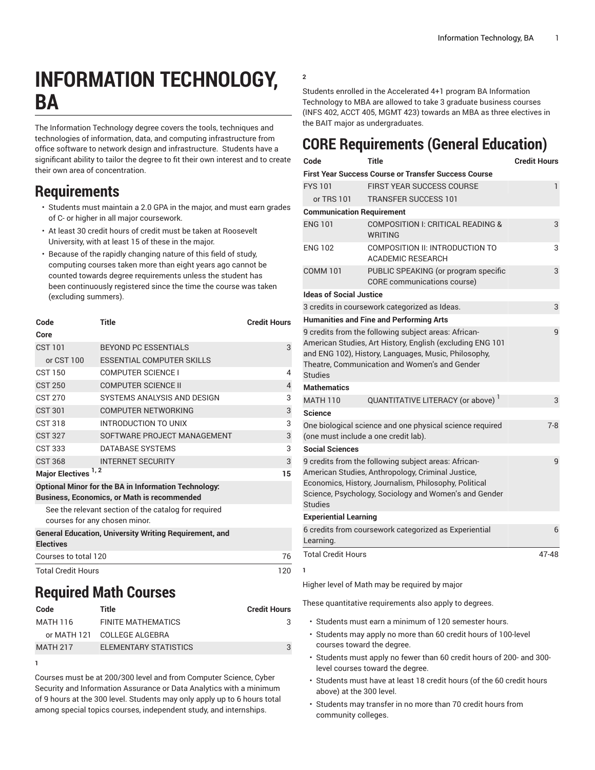# INFORMATION TECHNOLOGY, BA

The Information Technology degree covers the tools, techniques and technologies of information, data, and computing infrastructure from office software to network design and infrastructure.  Students have a significant ability to tailor the degree to fit their own interest and to create their own area of concentration.

## Requirements

- Students must maintain a 2.0 GPA in the major, and must earn grades of C- or higher in all major coursework.
- At least 30 credit hours of credit must be taken at Roosevelt University, with at least 15 of these in the major.
- Because of the rapidly changing nature of this field of study, computing courses taken more than eight years ago cannot be counted towards degree requirements unless the student has been continuously registered since the time the course was taken (excluding summers).

| Code | Title | Credit Hours |
|---|---|---|
| **Core** | | |
| CST 101 | BEYOND PC ESSENTIALS | 3 |
| or CST 100 | ESSENTIAL COMPUTER SKILLS | |
| CST 150 | COMPUTER SCIENCE I | 4 |
| CST 250 | COMPUTER SCIENCE II | 4 |
| CST 270 | SYSTEMS ANALYSIS AND DESIGN | 3 |
| CST 301 | COMPUTER NETWORKING | 3 |
| CST 318 | INTRODUCTION TO UNIX | 3 |
| CST 327 | SOFTWARE PROJECT MANAGEMENT | 3 |
| CST 333 | DATABASE SYSTEMS | 3 |
| CST 368 | INTERNET SECURITY | 3 |
| **Major Electives** [1, 2] | | **15** |
| **Optional Minor for the BA in Information Technology: Business, Economics, or Math is recommended** | | |
| See the relevant section of the catalog for required courses for any chosen minor. | | |
| **General Education, University Writing Requirement, and Electives** | | |
| Courses to total 120 | | 76 |
| Total Credit Hours | | 120 |

## Required Math Courses

| Code | Title | Credit Hours |
|---|---|---|
| MATH 116 | FINITE MATHEMATICS | 3 |
| or MATH 121 | COLLEGE ALGEBRA | |
| MATH 217 | ELEMENTARY STATISTICS | 3 |

**1**

Courses must be at 200/300 level and from Computer Science, Cyber Security and Information Assurance or Data Analytics with a minimum of 9 hours at the 300 level. Students may only apply up to 6 hours total among special topics courses, independent study, and internships.

**2**

Students enrolled in the Accelerated 4+1 program BA Information Technology to MBA are allowed to take 3 graduate business courses (INFS 402, ACCT 405, MGMT 423) towards an MBA as three electives in the BAIT major as undergraduates.

## CORE Requirements (General Education)

| Code | Title | Credit Hours |
|---|---|---|
| **First Year Success Course or Transfer Success Course** | | |
| FYS 101 | FIRST YEAR SUCCESS COURSE | 1 |
| or TRS 101 | TRANSFER SUCCESS 101 | |
| **Communication Requirement** | | |
| ENG 101 | COMPOSITION I: CRITICAL READING & WRITING | 3 |
| ENG 102 | COMPOSITION II: INTRODUCTION TO ACADEMIC RESEARCH | 3 |
| COMM 101 | PUBLIC SPEAKING (or program specific CORE communications course) | 3 |
| **Ideas of Social Justice** | | |
| 3 credits in coursework categorized as Ideas. | | 3 |
| **Humanities and Fine and Performing Arts** | | |
| 9 credits from the following subject areas: African-American Studies, Art History, English (excluding ENG 101 and ENG 102), History, Languages, Music, Philosophy, Theatre, Communication and Women's and Gender Studies | | 9 |
| **Mathematics** | | |
| MATH 110 | QUANTITATIVE LITERACY (or above) [1] | 3 |
| **Science** | | |
| One biological science and one physical science required (one must include a one credit lab). | | 7-8 |
| **Social Sciences** | | |
| 9 credits from the following subject areas: African-American Studies, Anthropology, Criminal Justice, Economics, History, Journalism, Philosophy, Political Science, Psychology, Sociology and Women's and Gender Studies | | 9 |
| **Experiential Learning** | | |
| 6 credits from coursework categorized as Experiential Learning. | | 6 |
| Total Credit Hours | | 47-48 |

**1**

Higher level of Math may be required by major

These quantitative requirements also apply to degrees.

- Students must earn a minimum of 120 semester hours.
- Students may apply no more than 60 credit hours of 100-level courses toward the degree.
- Students must apply no fewer than 60 credit hours of 200- and 300-level courses toward the degree.
- Students must have at least 18 credit hours (of the 60 credit hours above) at the 300 level.
- Students may transfer in no more than 70 credit hours from community colleges.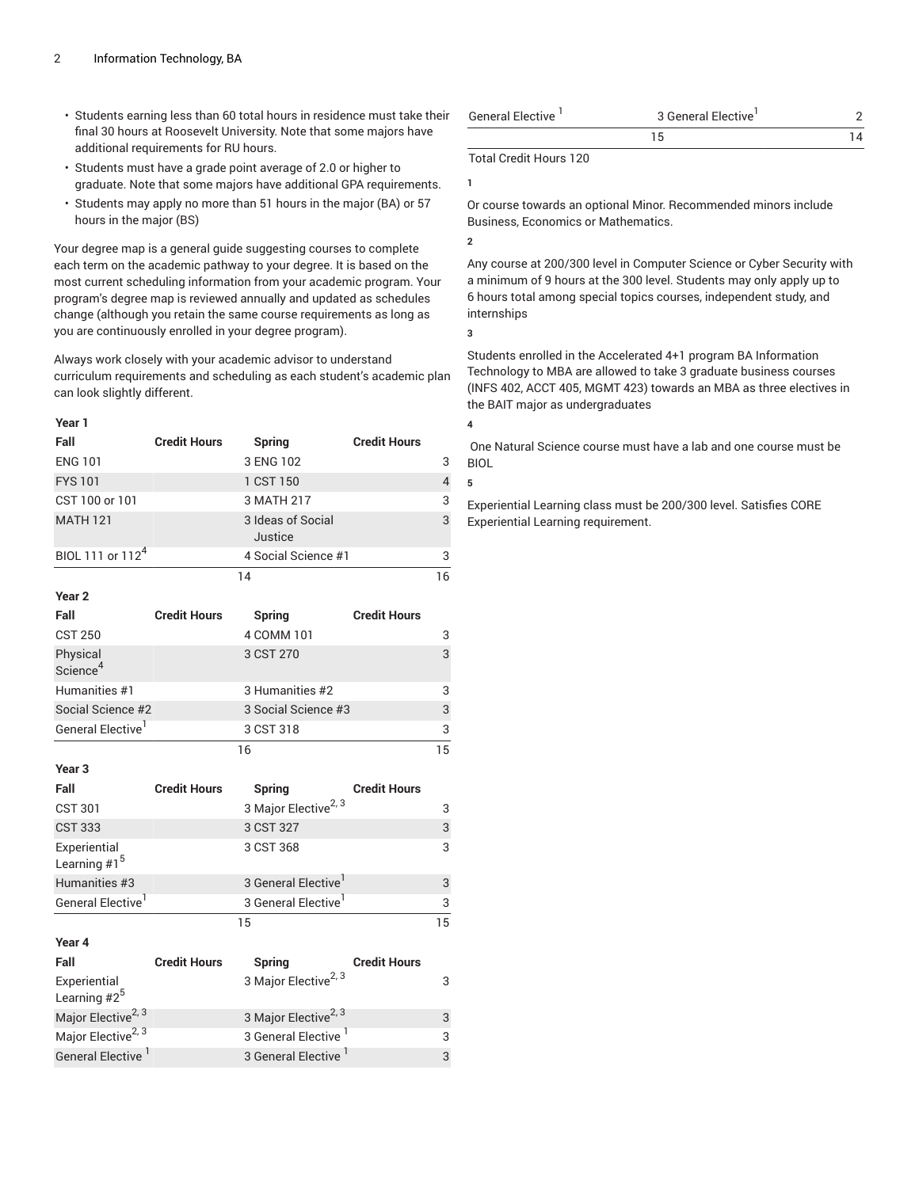- Students earning less than 60 total hours in residence must take their final 30 hours at Roosevelt University. Note that some majors have additional requirements for RU hours.
- Students must have a grade point average of 2.0 or higher to graduate. Note that some majors have additional GPA requirements.
- Students may apply no more than 51 hours in the major (BA) or 57 hours in the major (BS)

Your degree map is a general guide suggesting courses to complete each term on the academic pathway to your degree. It is based on the most current scheduling information from your academic program. Your program's degree map is reviewed annually and updated as schedules change (although you retain the same course requirements as long as you are continuously enrolled in your degree program).

Always work closely with your academic advisor to understand curriculum requirements and scheduling as each student's academic plan can look slightly different.

| Year 1 | | | |
|---|---|---|---|
| **Fall** | **Credit Hours** | **Spring** | **Credit Hours** |
| ENG 101 | 3 | ENG 102 | 3 |
| FYS 101 | 1 | CST 150 | 4 |
| CST 100 or 101 | 3 | MATH 217 | 3 |
| MATH 121 | 3 | Ideas of Social Justice | 3 |
| BIOL 111 or 112[4] | 4 | Social Science #1 | 3 |
| | 14 | | 16 |
| **Year 2** | | | |
| **Fall** | **Credit Hours** | **Spring** | **Credit Hours** |
| CST 250 | 4 | COMM 101 | 3 |
| Physical Science[4] | 3 | CST 270 | 3 |
| Humanities #1 | 3 | Humanities #2 | 3 |
| Social Science #2 | 3 | Social Science #3 | 3 |
| General Elective[1] | 3 | CST 318 | 3 |
| | 16 | | 15 |
| **Year 3** | | | |
| **Fall** | **Credit Hours** | **Spring** | **Credit Hours** |
| CST 301 | 3 | Major Elective[2, 3] | 3 |
| CST 333 | 3 | CST 327 | 3 |
| Experiential Learning #1[5] | 3 | CST 368 | 3 |
| Humanities #3 | 3 | General Elective[1] | 3 |
| General Elective[1] | 3 | General Elective[1] | 3 |
| | 15 | | 15 |
| **Year 4** | | | |
| **Fall** | **Credit Hours** | **Spring** | **Credit Hours** |
| Experiential Learning #2[5] | 3 | Major Elective[2, 3] | 3 |
| Major Elective[2, 3] | 3 | Major Elective[2, 3] | 3 |
| Major Elective[2, 3] | 3 | General Elective[1] | 3 |
| General Elective[1] | 3 | General Elective[1] | 3 |
| General Elective[1] | 3 | General Elective[1] | 2 |
| | 15 | | 14 |

Total Credit Hours 120

1

Or course towards an optional Minor. Recommended minors include Business, Economics or Mathematics.

2

Any course at 200/300 level in Computer Science or Cyber Security with a minimum of 9 hours at the 300 level. Students may only apply up to 6 hours total among special topics courses, independent study, and internships

3

Students enrolled in the Accelerated 4+1 program BA Information Technology to MBA are allowed to take 3 graduate business courses (INFS 402, ACCT 405, MGMT 423) towards an MBA as three electives in the BAIT major as undergraduates

4

One Natural Science course must have a lab and one course must be BIOL

5

Experiential Learning class must be 200/300 level. Satisfies CORE Experiential Learning requirement.